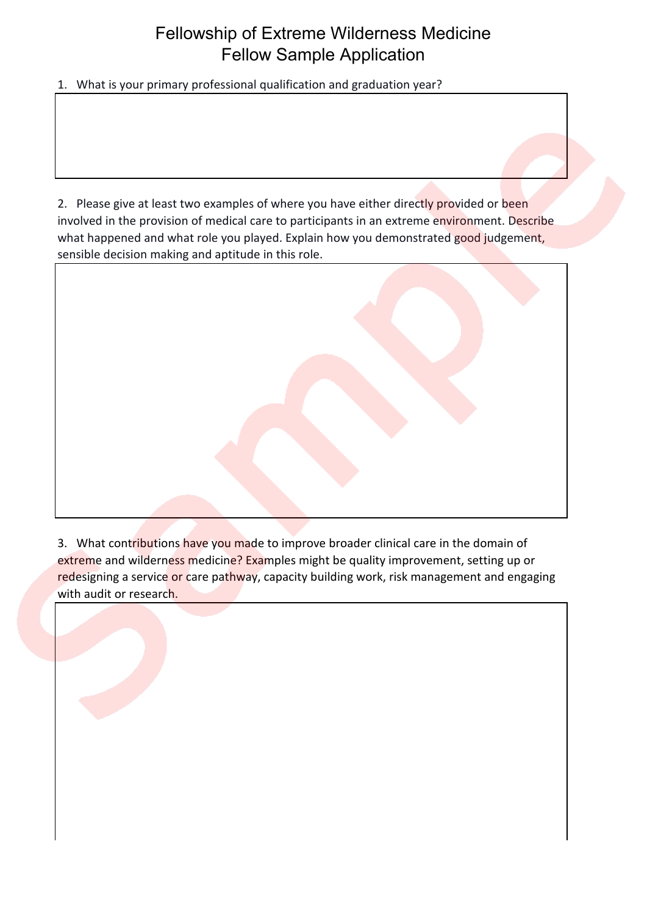# Fellowship of Extreme Wilderness Medicine
## Fellow Sample Application

1. What is your primary professional qualification and graduation year?

2. Please give at least two examples of where you have either directly provided or been involved in the provision of medical care to participants in an extreme environment. Describe what happened and what role you played. Explain how you demonstrated good judgement, sensible decision making and aptitude in this role.

3. What contributions have you made to improve broader clinical care in the domain of extreme and wilderness medicine? Examples might be quality improvement, setting up or redesigning a service or care pathway, capacity building work, risk management and engaging with audit or research.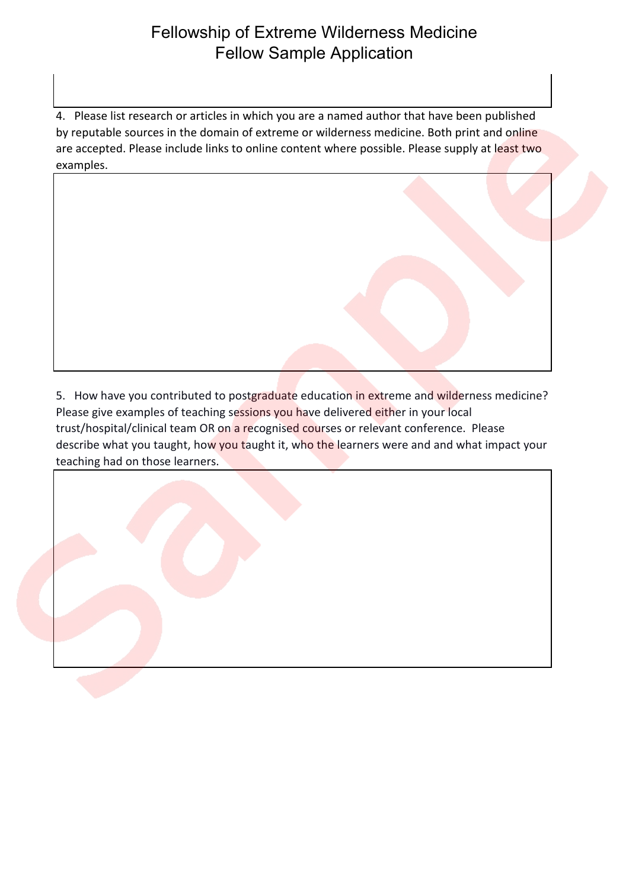4. Please list research or articles in which you are a named author that have been published by reputable sources in the domain of extreme or wilderness medicine. Both print and online are accepted. Please include links to online content where possible. Please supply at least two examples.

5. How have you contributed to postgraduate education in extreme and wilderness medicine? Please give examples of teaching sessions you have delivered either in your local trust/hospital/clinical team OR on a recognised courses or relevant conference. Please describe what you taught, how you taught it, who the learners were and and what impact your teaching had on those learners.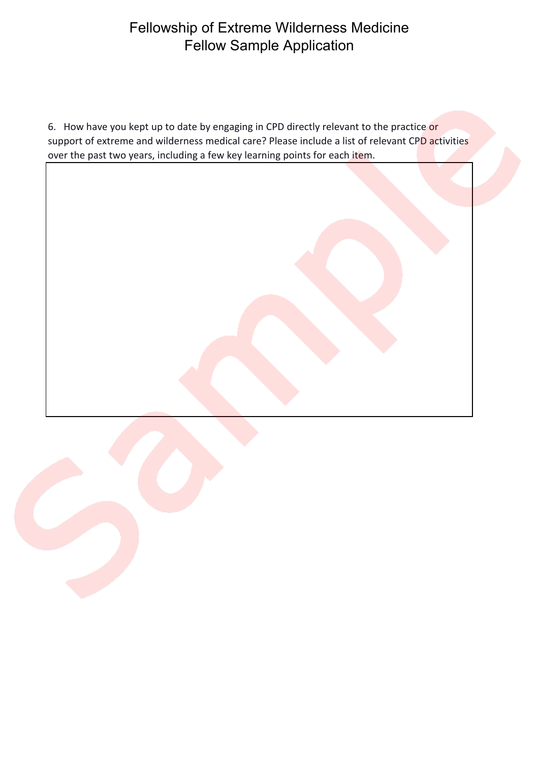# Fellowship of Extreme Wilderness Medicine
## Fellow Sample Application

6. How have you kept up to date by engaging in CPD directly relevant to the practice or support of extreme and wilderness medical care? Please include a list of relevant CPD activities over the past two years, including a few key learning points for each item.

Sample